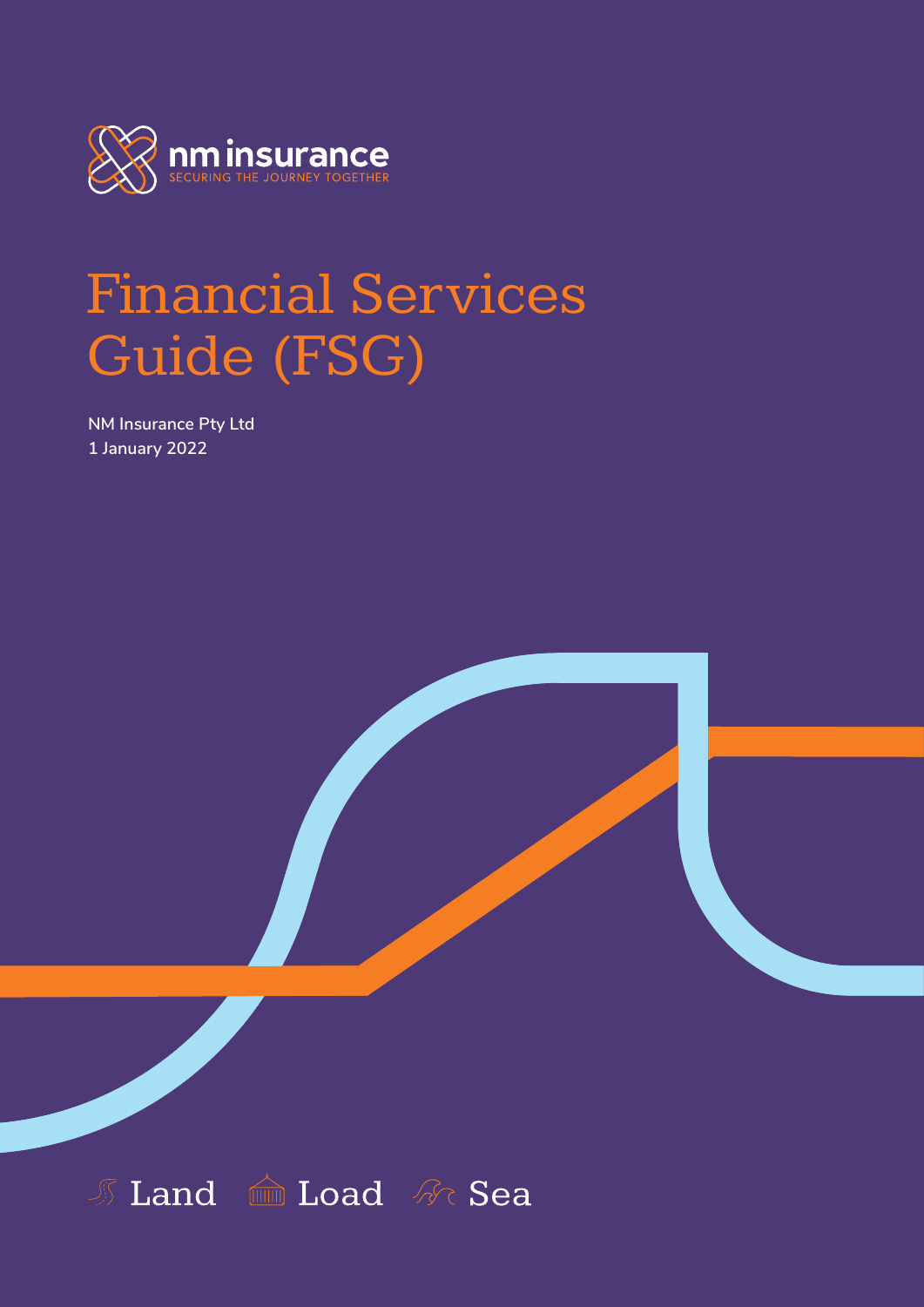nm insurance

SECURING THE JOURNEY TOGETHER

# Financial Services Guide (FSG)

**NM Insurance Pty Ltd**
**1 January 2022**

Land Load Sea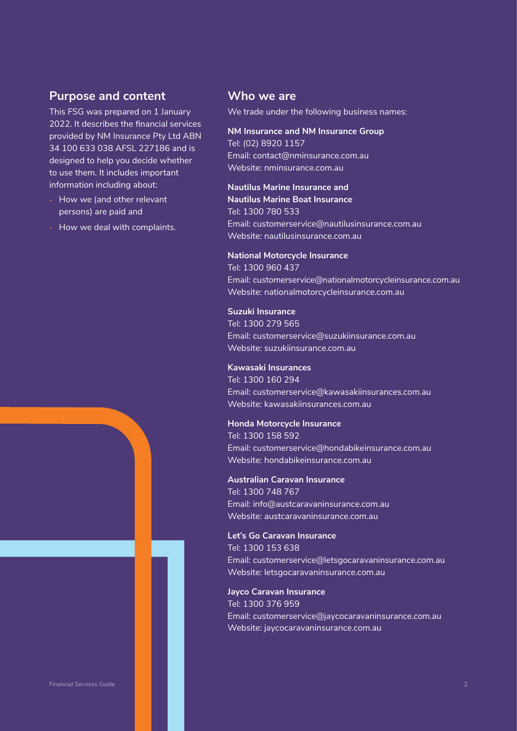## Purpose and content

This FSG was prepared on 1 January 2022. It describes the financial services provided by NM Insurance Pty Ltd ABN 34 100 633 038 AFSL 227186 and is designed to help you decide whether to use them. It includes important information including about:

- How we (and other relevant persons) are paid and
- How we deal with complaints.

## Who we are

We trade under the following business names:

**NM Insurance and NM Insurance Group**
Tel: (02) 8920 1157
Email: contact@nminsurance.com.au
Website: nminsurance.com.au

**Nautilus Marine Insurance and Nautilus Marine Boat Insurance**
Tel: 1300 780 533
Email: customerservice@nautilusinsurance.com.au
Website: nautilusinsurance.com.au

**National Motorcycle Insurance**
Tel: 1300 960 437
Email: customerservice@nationalmotorcycleinsurance.com.au
Website: nationalmotorcycleinsurance.com.au

**Suzuki Insurance**
Tel: 1300 279 565
Email: customerservice@suzukiinsurance.com.au
Website: suzukiinsurance.com.au

**Kawasaki Insurances**
Tel: 1300 160 294
Email: customerservice@kawasakiinsurances.com.au
Website: kawasakiinsurances.com.au

**Honda Motorcycle Insurance**
Tel: 1300 158 592
Email: customerservice@hondabikeinsurance.com.au
Website: hondabikeinsurance.com.au

**Australian Caravan Insurance**
Tel: 1300 748 767
Email: info@austcaravaninsurance.com.au
Website: austcaravaninsurance.com.au

**Let's Go Caravan Insurance**
Tel: 1300 153 638
Email: customerservice@letsgocaravaninsurance.com.au
Website: letsgocaravaninsurance.com.au

**Jayco Caravan Insurance**
Tel: 1300 376 959
Email: customerservice@jaycocaravaninsurance.com.au
Website: jaycocaravaninsurance.com.au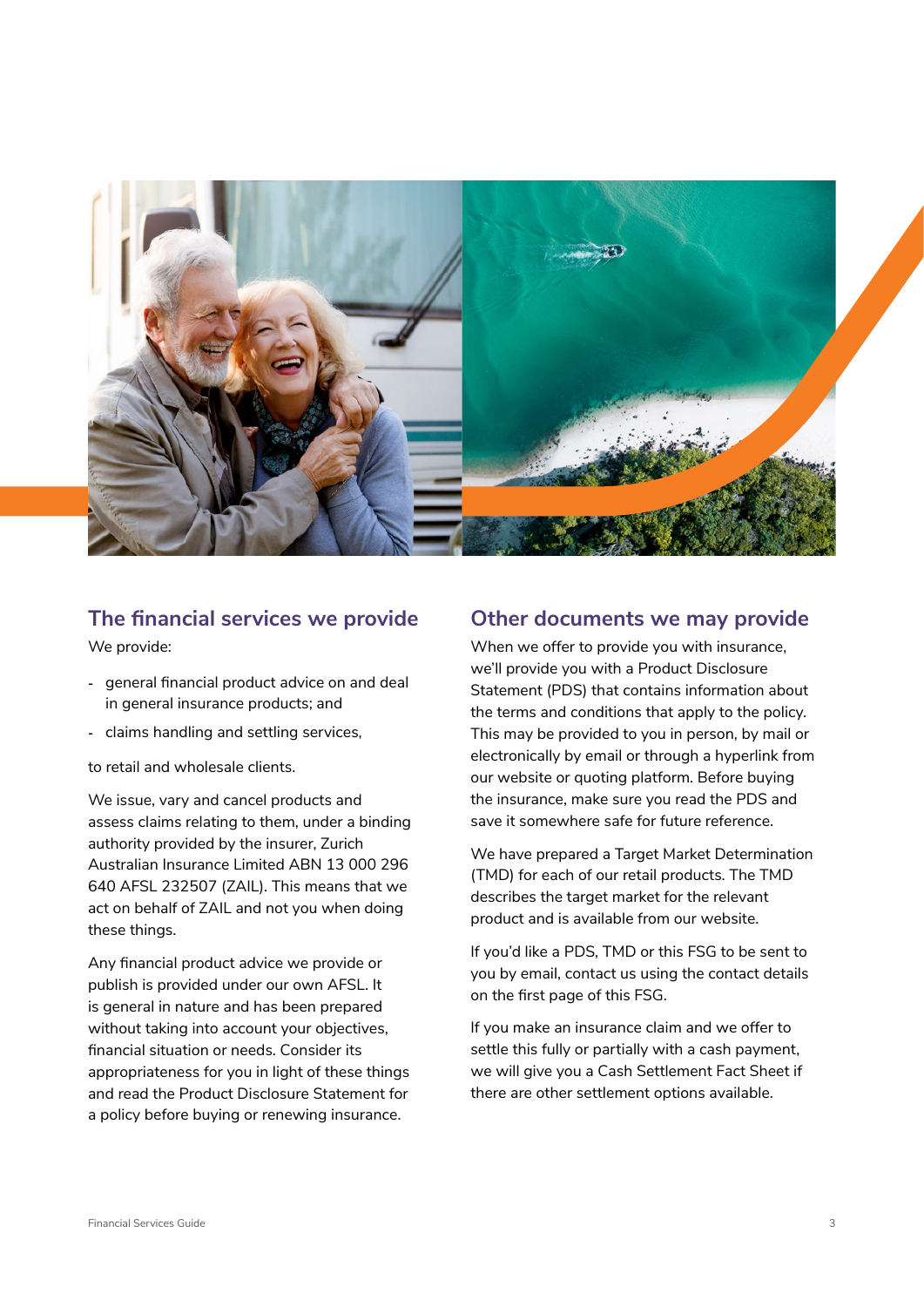## The financial services we provide

We provide:

- general financial product advice on and deal in general insurance products; and
- claims handling and settling services,

to retail and wholesale clients.

We issue, vary and cancel products and assess claims relating to them, under a binding authority provided by the insurer, Zurich Australian Insurance Limited ABN 13 000 296 640 AFSL 232507 (ZAIL). This means that we act on behalf of ZAIL and not you when doing these things.

Any financial product advice we provide or publish is provided under our own AFSL. It is general in nature and has been prepared without taking into account your objectives, financial situation or needs. Consider its appropriateness for you in light of these things and read the Product Disclosure Statement for a policy before buying or renewing insurance.

## Other documents we may provide

When we offer to provide you with insurance, we'll provide you with a Product Disclosure Statement (PDS) that contains information about the terms and conditions that apply to the policy. This may be provided to you in person, by mail or electronically by email or through a hyperlink from our website or quoting platform. Before buying the insurance, make sure you read the PDS and save it somewhere safe for future reference.

We have prepared a Target Market Determination (TMD) for each of our retail products. The TMD describes the target market for the relevant product and is available from our website.

If you'd like a PDS, TMD or this FSG to be sent to you by email, contact us using the contact details on the first page of this FSG.

If you make an insurance claim and we offer to settle this fully or partially with a cash payment, we will give you a Cash Settlement Fact Sheet if there are other settlement options available.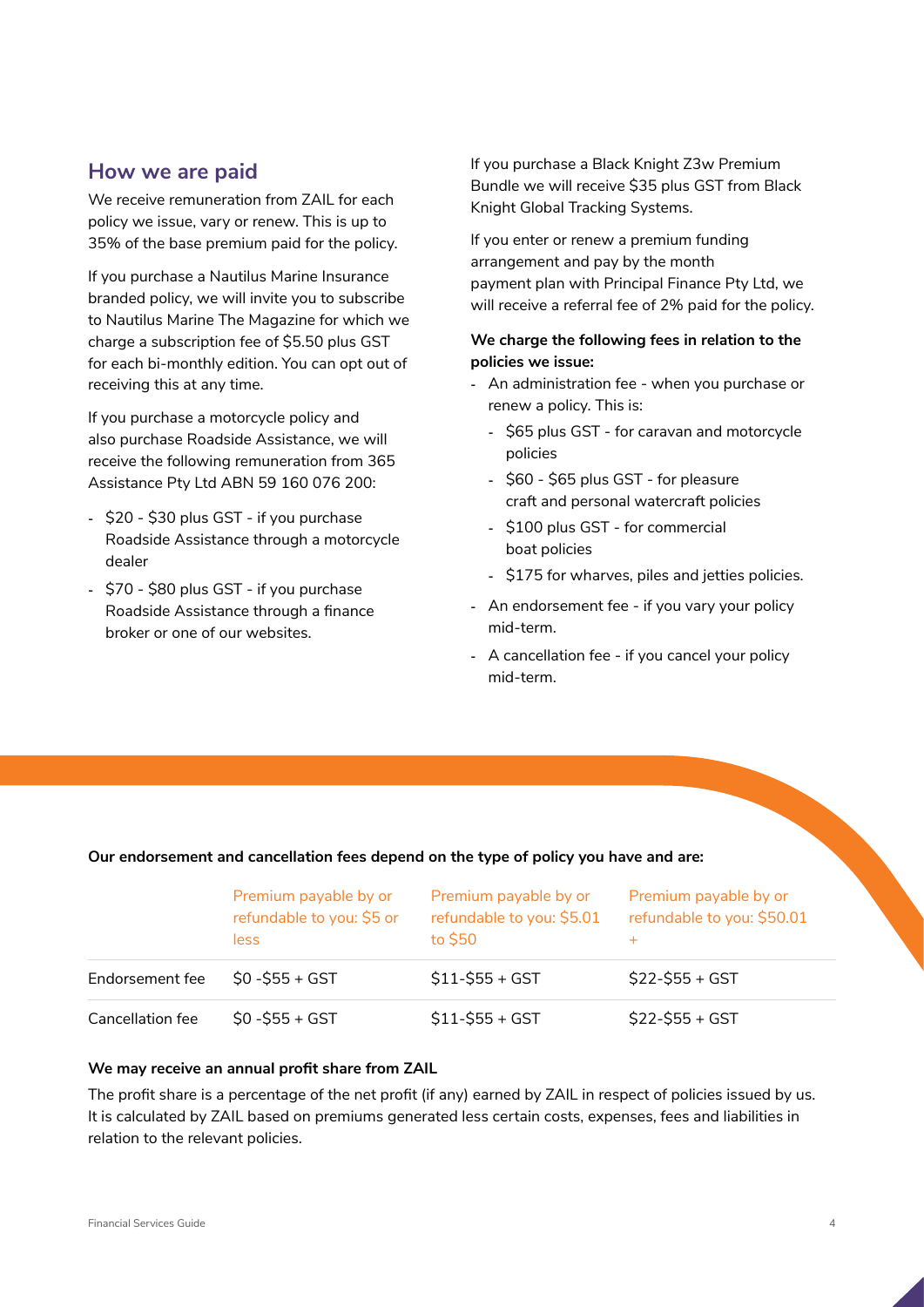## How we are paid

We receive remuneration from ZAIL for each policy we issue, vary or renew. This is up to 35% of the base premium paid for the policy.

If you purchase a Nautilus Marine Insurance branded policy, we will invite you to subscribe to Nautilus Marine The Magazine for which we charge a subscription fee of $5.50 plus GST for each bi-monthly edition. You can opt out of receiving this at any time.

If you purchase a motorcycle policy and also purchase Roadside Assistance, we will receive the following remuneration from 365 Assistance Pty Ltd ABN 59 160 076 200:

- $20 - $30 plus GST - if you purchase Roadside Assistance through a motorcycle dealer
- $70 - $80 plus GST - if you purchase Roadside Assistance through a finance broker or one of our websites.

If you purchase a Black Knight Z3w Premium Bundle we will receive $35 plus GST from Black Knight Global Tracking Systems.

If you enter or renew a premium funding arrangement and pay by the month payment plan with Principal Finance Pty Ltd, we will receive a referral fee of 2% paid for the policy.

**We charge the following fees in relation to the policies we issue:**

- An administration fee - when you purchase or renew a policy. This is:
  - $65 plus GST - for caravan and motorcycle policies
  - $60 - $65 plus GST - for pleasure craft and personal watercraft policies
  - $100 plus GST - for commercial boat policies
  - $175 for wharves, piles and jetties policies.
- An endorsement fee - if you vary your policy mid-term.
- A cancellation fee - if you cancel your policy mid-term.

**Our endorsement and cancellation fees depend on the type of policy you have and are:**

| | Premium payable by or refundable to you: $5 or less | Premium payable by or refundable to you: $5.01 to $50 | Premium payable by or refundable to you: $50.01 + |
|---|---|---|---|
| Endorsement fee | $0 -$55 + GST | $11-$55 + GST | $22-$55 + GST |
| Cancellation fee | $0 -$55 + GST | $11-$55 + GST | $22-$55 + GST |

**We may receive an annual profit share from ZAIL**

The profit share is a percentage of the net profit (if any) earned by ZAIL in respect of policies issued by us. It is calculated by ZAIL based on premiums generated less certain costs, expenses, fees and liabilities in relation to the relevant policies.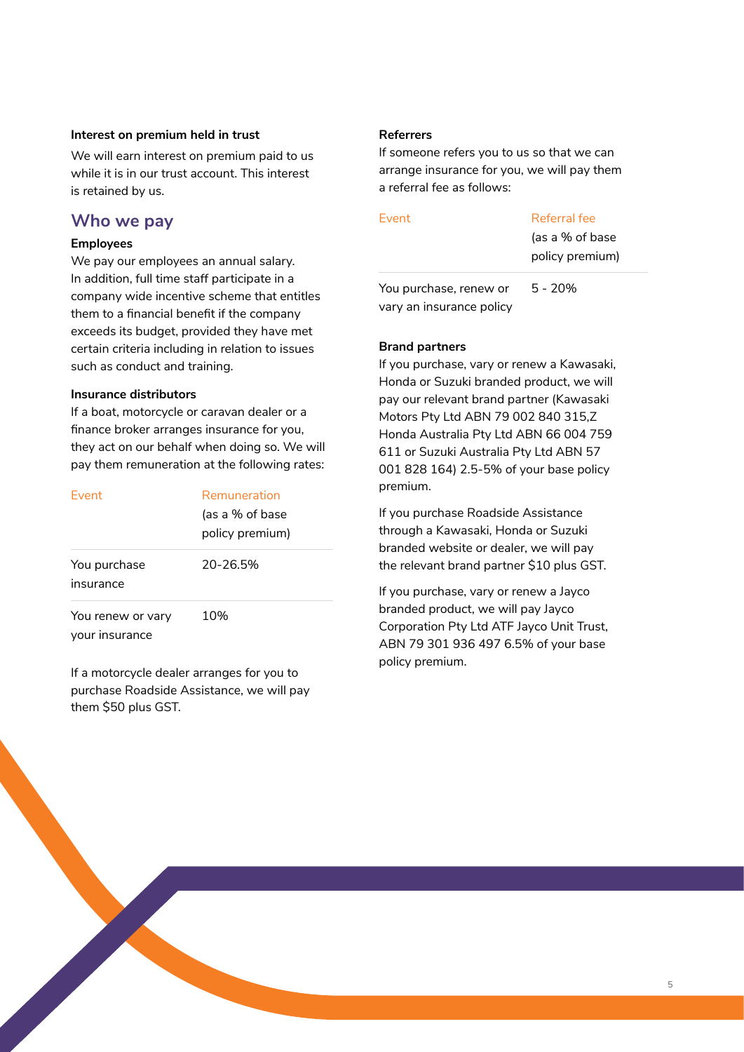#### Interest on premium held in trust

We will earn interest on premium paid to us while it is in our trust account. This interest is retained by us.

## Who we pay

#### Employees

We pay our employees an annual salary. In addition, full time staff participate in a company wide incentive scheme that entitles them to a financial benefit if the company exceeds its budget, provided they have met certain criteria including in relation to issues such as conduct and training.

#### Insurance distributors

If a boat, motorcycle or caravan dealer or a finance broker arranges insurance for you, they act on our behalf when doing so. We will pay them remuneration at the following rates:

| Event | Remuneration (as a % of base policy premium) |
|---|---|
| You purchase insurance | 20-26.5% |
| You renew or vary your insurance | 10% |

If a motorcycle dealer arranges for you to purchase Roadside Assistance, we will pay them $50 plus GST.

#### Referrers

If someone refers you to us so that we can arrange insurance for you, we will pay them a referral fee as follows:

| Event | Referral fee (as a % of base policy premium) |
|---|---|
| You purchase, renew or vary an insurance policy | 5 - 20% |

#### Brand partners

If you purchase, vary or renew a Kawasaki, Honda or Suzuki branded product, we will pay our relevant brand partner (Kawasaki Motors Pty Ltd ABN 79 002 840 315,Z Honda Australia Pty Ltd ABN 66 004 759 611 or Suzuki Australia Pty Ltd ABN 57 001 828 164) 2.5-5% of your base policy premium.

If you purchase Roadside Assistance through a Kawasaki, Honda or Suzuki branded website or dealer, we will pay the relevant brand partner $10 plus GST.

If you purchase, vary or renew a Jayco branded product, we will pay Jayco Corporation Pty Ltd ATF Jayco Unit Trust, ABN 79 301 936 497 6.5% of your base policy premium.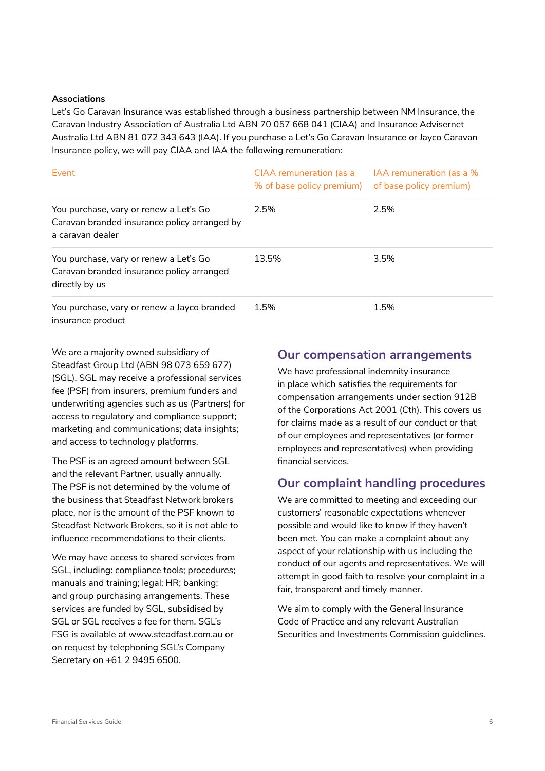**Associations**

Let's Go Caravan Insurance was established through a business partnership between NM Insurance, the Caravan Industry Association of Australia Ltd ABN 70 057 668 041 (CIAA) and Insurance Advisernet Australia Ltd ABN 81 072 343 643 (IAA). If you purchase a Let's Go Caravan Insurance or Jayco Caravan Insurance policy, we will pay CIAA and IAA the following remuneration:

| Event | CIAA remuneration (as a % of base policy premium) | IAA remuneration (as a % of base policy premium) |
|---|---|---|
| You purchase, vary or renew a Let's Go Caravan branded insurance policy arranged by a caravan dealer | 2.5% | 2.5% |
| You purchase, vary or renew a Let's Go Caravan branded insurance policy arranged directly by us | 13.5% | 3.5% |
| You purchase, vary or renew a Jayco branded insurance product | 1.5% | 1.5% |

We are a majority owned subsidiary of Steadfast Group Ltd (ABN 98 073 659 677) (SGL). SGL may receive a professional services fee (PSF) from insurers, premium funders and underwriting agencies such as us (Partners) for access to regulatory and compliance support; marketing and communications; data insights; and access to technology platforms.

The PSF is an agreed amount between SGL and the relevant Partner, usually annually. The PSF is not determined by the volume of the business that Steadfast Network brokers place, nor is the amount of the PSF known to Steadfast Network Brokers, so it is not able to influence recommendations to their clients.

We may have access to shared services from SGL, including: compliance tools; procedures; manuals and training; legal; HR; banking; and group purchasing arrangements. These services are funded by SGL, subsidised by SGL or SGL receives a fee for them. SGL's FSG is available at www.steadfast.com.au or on request by telephoning SGL's Company Secretary on +61 2 9495 6500.

## Our compensation arrangements

We have professional indemnity insurance in place which satisfies the requirements for compensation arrangements under section 912B of the Corporations Act 2001 (Cth). This covers us for claims made as a result of our conduct or that of our employees and representatives (or former employees and representatives) when providing financial services.

## Our complaint handling procedures

We are committed to meeting and exceeding our customers' reasonable expectations whenever possible and would like to know if they haven't been met. You can make a complaint about any aspect of your relationship with us including the conduct of our agents and representatives. We will attempt in good faith to resolve your complaint in a fair, transparent and timely manner.

We aim to comply with the General Insurance Code of Practice and any relevant Australian Securities and Investments Commission guidelines.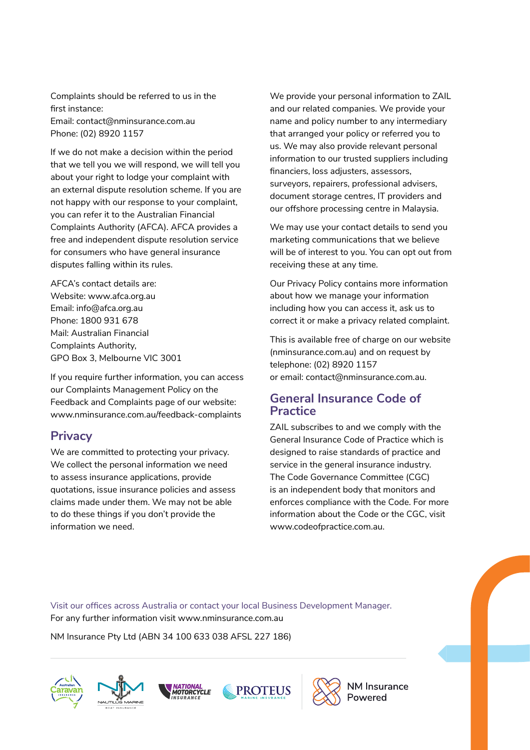Complaints should be referred to us in the first instance:
Email: contact@nminsurance.com.au
Phone: (02) 8920 1157

If we do not make a decision within the period that we tell you we will respond, we will tell you about your right to lodge your complaint with an external dispute resolution scheme. If you are not happy with our response to your complaint, you can refer it to the Australian Financial Complaints Authority (AFCA). AFCA provides a free and independent dispute resolution service for consumers who have general insurance disputes falling within its rules.

AFCA's contact details are:
Website: www.afca.org.au
Email: info@afca.org.au
Phone: 1800 931 678
Mail: Australian Financial Complaints Authority,
GPO Box 3, Melbourne VIC 3001

If you require further information, you can access our Complaints Management Policy on the Feedback and Complaints page of our website: www.nminsurance.com.au/feedback-complaints

## Privacy

We are committed to protecting your privacy. We collect the personal information we need to assess insurance applications, provide quotations, issue insurance policies and assess claims made under them. We may not be able to do these things if you don't provide the information we need.

We provide your personal information to ZAIL and our related companies. We provide your name and policy number to any intermediary that arranged your policy or referred you to us. We may also provide relevant personal information to our trusted suppliers including financiers, loss adjusters, assessors, surveyors, repairers, professional advisers, document storage centres, IT providers and our offshore processing centre in Malaysia.

We may use your contact details to send you marketing communications that we believe will be of interest to you. You can opt out from receiving these at any time.

Our Privacy Policy contains more information about how we manage your information including how you can access it, ask us to correct it or make a privacy related complaint.

This is available free of charge on our website (nminsurance.com.au) and on request by telephone: (02) 8920 1157
or email: contact@nminsurance.com.au.

## General Insurance Code of Practice

ZAIL subscribes to and we comply with the General Insurance Code of Practice which is designed to raise standards of practice and service in the general insurance industry. The Code Governance Committee (CGC) is an independent body that monitors and enforces compliance with the Code. For more information about the Code or the CGC, visit www.codeofpractice.com.au.

Visit our offices across Australia or contact your local Business Development Manager.
For any further information visit www.nminsurance.com.au

NM Insurance Pty Ltd (ABN 34 100 633 038 AFSL 227 186)

Australian Caravan Insurance | Nautilus Marine Boat Insurance | National Motorcycle Insurance | Proteus Marine Insurance | NM Insurance Powered